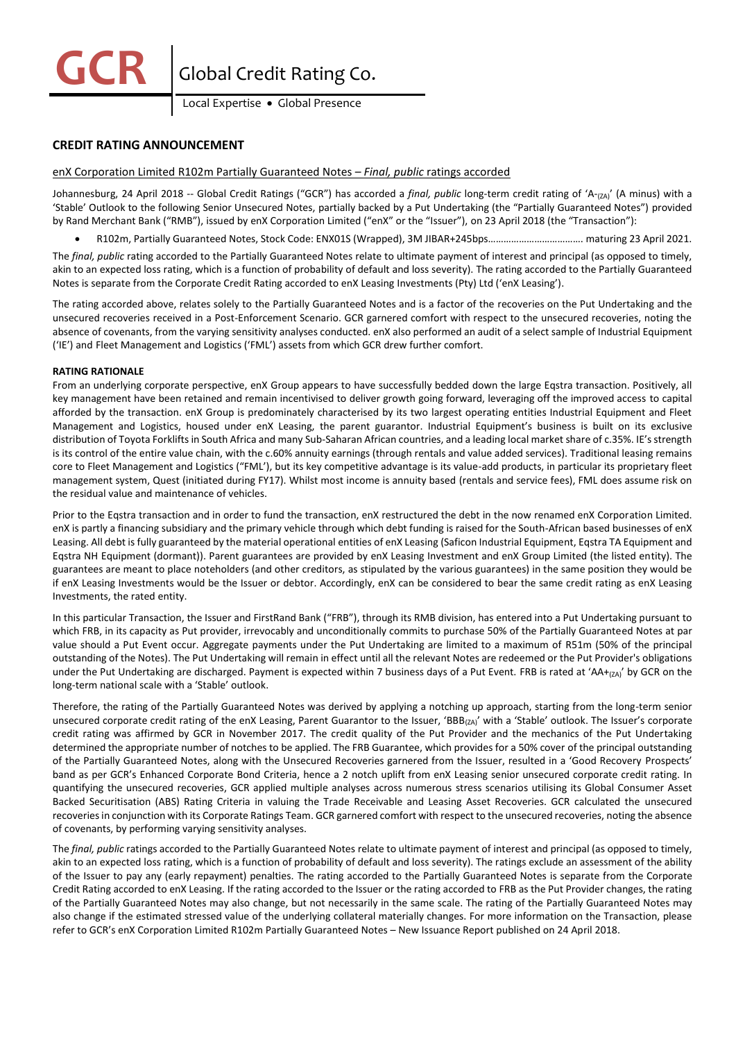# GCR Global Credit Rating Co.

Local Expertise • Global Presence

## CREDIT RATING ANNOUNCEMENT

enX Corporation Limited R102m Partially Guaranteed Notes – *Final, public* ratings accorded

Johannesburg, 24 April 2018 -- Global Credit Ratings ("GCR") has accorded a *final, public* long-term credit rating of 'A-$_{(ZA)}$' (A minus) with a 'Stable' Outlook to the following Senior Unsecured Notes, partially backed by a Put Undertaking (the "Partially Guaranteed Notes") provided by Rand Merchant Bank ("RMB"), issued by enX Corporation Limited ("enX" or the "Issuer"), on 23 April 2018 (the "Transaction"):

- R102m, Partially Guaranteed Notes, Stock Code: ENX01S (Wrapped), 3M JIBAR+245bps………………………………. maturing 23 April 2021.

The *final, public* rating accorded to the Partially Guaranteed Notes relate to ultimate payment of interest and principal (as opposed to timely, akin to an expected loss rating, which is a function of probability of default and loss severity). The rating accorded to the Partially Guaranteed Notes is separate from the Corporate Credit Rating accorded to enX Leasing Investments (Pty) Ltd ('enX Leasing').

The rating accorded above, relates solely to the Partially Guaranteed Notes and is a factor of the recoveries on the Put Undertaking and the unsecured recoveries received in a Post-Enforcement Scenario. GCR garnered comfort with respect to the unsecured recoveries, noting the absence of covenants, from the varying sensitivity analyses conducted. enX also performed an audit of a select sample of Industrial Equipment ('IE') and Fleet Management and Logistics ('FML') assets from which GCR drew further comfort.

**RATING RATIONALE**

From an underlying corporate perspective, enX Group appears to have successfully bedded down the large Eqstra transaction. Positively, all key management have been retained and remain incentivised to deliver growth going forward, leveraging off the improved access to capital afforded by the transaction. enX Group is predominately characterised by its two largest operating entities Industrial Equipment and Fleet Management and Logistics, housed under enX Leasing, the parent guarantor. Industrial Equipment's business is built on its exclusive distribution of Toyota Forklifts in South Africa and many Sub-Saharan African countries, and a leading local market share of c.35%. IE's strength is its control of the entire value chain, with the c.60% annuity earnings (through rentals and value added services). Traditional leasing remains core to Fleet Management and Logistics ("FML'), but its key competitive advantage is its value-add products, in particular its proprietary fleet management system, Quest (initiated during FY17). Whilst most income is annuity based (rentals and service fees), FML does assume risk on the residual value and maintenance of vehicles.

Prior to the Eqstra transaction and in order to fund the transaction, enX restructured the debt in the now renamed enX Corporation Limited. enX is partly a financing subsidiary and the primary vehicle through which debt funding is raised for the South-African based businesses of enX Leasing. All debt is fully guaranteed by the material operational entities of enX Leasing (Saficon Industrial Equipment, Eqstra TA Equipment and Eqstra NH Equipment (dormant)). Parent guarantees are provided by enX Leasing Investment and enX Group Limited (the listed entity). The guarantees are meant to place noteholders (and other creditors, as stipulated by the various guarantees) in the same position they would be if enX Leasing Investments would be the Issuer or debtor. Accordingly, enX can be considered to bear the same credit rating as enX Leasing Investments, the rated entity.

In this particular Transaction, the Issuer and FirstRand Bank ("FRB"), through its RMB division, has entered into a Put Undertaking pursuant to which FRB, in its capacity as Put provider, irrevocably and unconditionally commits to purchase 50% of the Partially Guaranteed Notes at par value should a Put Event occur. Aggregate payments under the Put Undertaking are limited to a maximum of R51m (50% of the principal outstanding of the Notes). The Put Undertaking will remain in effect until all the relevant Notes are redeemed or the Put Provider's obligations under the Put Undertaking are discharged. Payment is expected within 7 business days of a Put Event. FRB is rated at 'AA+$_{(ZA)}$' by GCR on the long-term national scale with a 'Stable' outlook.

Therefore, the rating of the Partially Guaranteed Notes was derived by applying a notching up approach, starting from the long-term senior unsecured corporate credit rating of the enX Leasing, Parent Guarantor to the Issuer, 'BBB$_{(ZA)}$' with a 'Stable' outlook. The Issuer's corporate credit rating was affirmed by GCR in November 2017. The credit quality of the Put Provider and the mechanics of the Put Undertaking determined the appropriate number of notches to be applied. The FRB Guarantee, which provides for a 50% cover of the principal outstanding of the Partially Guaranteed Notes, along with the Unsecured Recoveries garnered from the Issuer, resulted in a 'Good Recovery Prospects' band as per GCR's Enhanced Corporate Bond Criteria, hence a 2 notch uplift from enX Leasing senior unsecured corporate credit rating. In quantifying the unsecured recoveries, GCR applied multiple analyses across numerous stress scenarios utilising its Global Consumer Asset Backed Securitisation (ABS) Rating Criteria in valuing the Trade Receivable and Leasing Asset Recoveries. GCR calculated the unsecured recoveries in conjunction with its Corporate Ratings Team. GCR garnered comfort with respect to the unsecured recoveries, noting the absence of covenants, by performing varying sensitivity analyses.

The *final, public* ratings accorded to the Partially Guaranteed Notes relate to ultimate payment of interest and principal (as opposed to timely, akin to an expected loss rating, which is a function of probability of default and loss severity). The ratings exclude an assessment of the ability of the Issuer to pay any (early repayment) penalties. The rating accorded to the Partially Guaranteed Notes is separate from the Corporate Credit Rating accorded to enX Leasing. If the rating accorded to the Issuer or the rating accorded to FRB as the Put Provider changes, the rating of the Partially Guaranteed Notes may also change, but not necessarily in the same scale. The rating of the Partially Guaranteed Notes may also change if the estimated stressed value of the underlying collateral materially changes. For more information on the Transaction, please refer to GCR's enX Corporation Limited R102m Partially Guaranteed Notes – New Issuance Report published on 24 April 2018.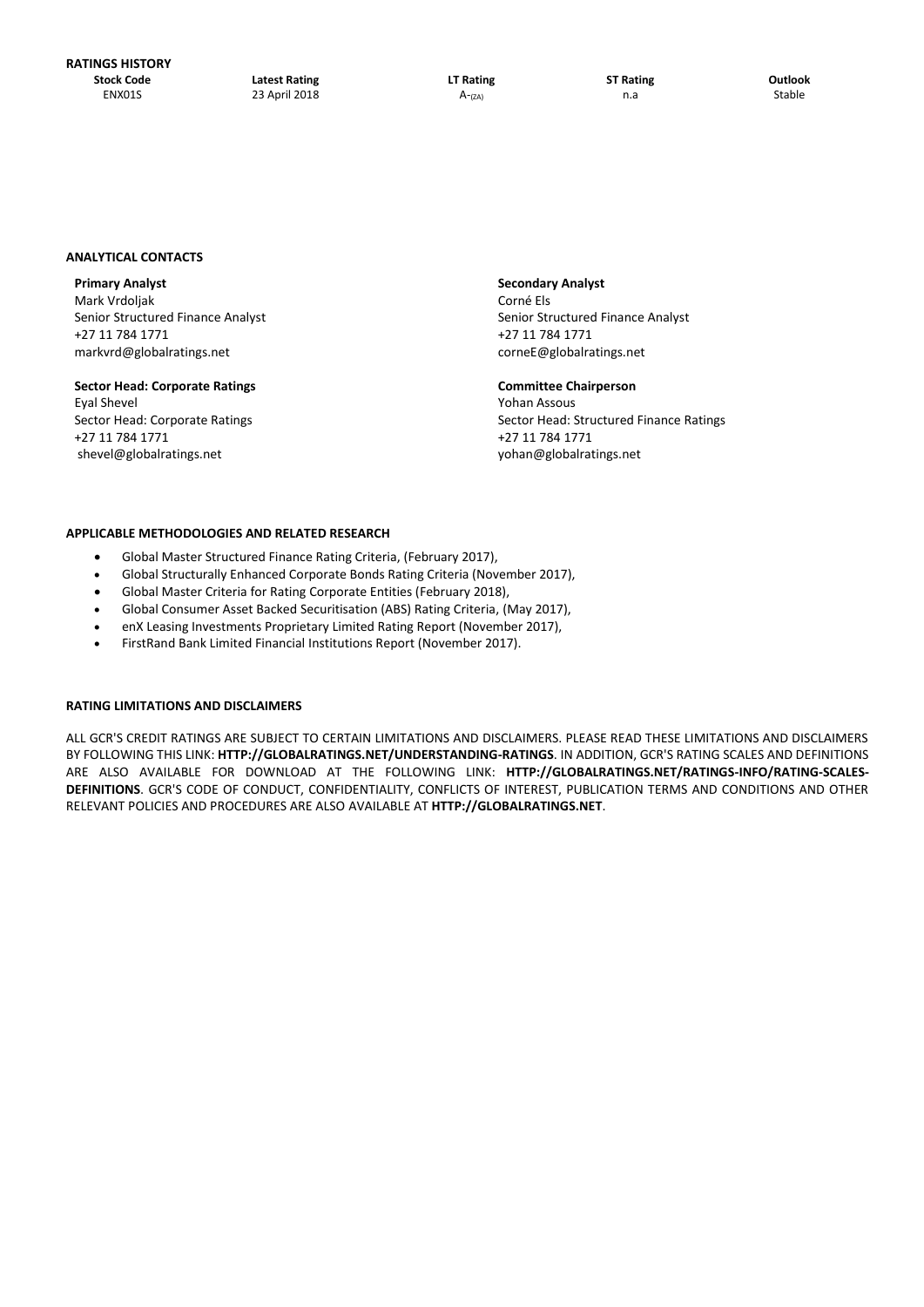## RATINGS HISTORY

| Stock Code | Latest Rating | LT Rating | ST Rating | Outlook |
|---|---|---|---|---|
| ENX01S | 23 April 2018 | $A-_{(ZA)}$ | n.a | Stable |

## ANALYTICAL CONTACTS

**Primary Analyst**
Mark Vrdoljak
Senior Structured Finance Analyst
+27 11 784 1771
markvrd@globalratings.net

**Secondary Analyst**
Corné Els
Senior Structured Finance Analyst
+27 11 784 1771
corneE@globalratings.net

**Sector Head: Corporate Ratings**
Eyal Shevel
Sector Head: Corporate Ratings
+27 11 784 1771
shevel@globalratings.net

**Committee Chairperson**
Yohan Assous
Sector Head: Structured Finance Ratings
+27 11 784 1771
yohan@globalratings.net

## APPLICABLE METHODOLOGIES AND RELATED RESEARCH

- Global Master Structured Finance Rating Criteria, (February 2017),
- Global Structurally Enhanced Corporate Bonds Rating Criteria (November 2017),
- Global Master Criteria for Rating Corporate Entities (February 2018),
- Global Consumer Asset Backed Securitisation (ABS) Rating Criteria, (May 2017),
- enX Leasing Investments Proprietary Limited Rating Report (November 2017),
- FirstRand Bank Limited Financial Institutions Report (November 2017).

## RATING LIMITATIONS AND DISCLAIMERS

ALL GCR'S CREDIT RATINGS ARE SUBJECT TO CERTAIN LIMITATIONS AND DISCLAIMERS. PLEASE READ THESE LIMITATIONS AND DISCLAIMERS BY FOLLOWING THIS LINK: **HTTP://GLOBALRATINGS.NET/UNDERSTANDING-RATINGS**. IN ADDITION, GCR'S RATING SCALES AND DEFINITIONS ARE ALSO AVAILABLE FOR DOWNLOAD AT THE FOLLOWING LINK: **HTTP://GLOBALRATINGS.NET/RATINGS-INFO/RATING-SCALES-DEFINITIONS**. GCR'S CODE OF CONDUCT, CONFIDENTIALITY, CONFLICTS OF INTEREST, PUBLICATION TERMS AND CONDITIONS AND OTHER RELEVANT POLICIES AND PROCEDURES ARE ALSO AVAILABLE AT **HTTP://GLOBALRATINGS.NET**.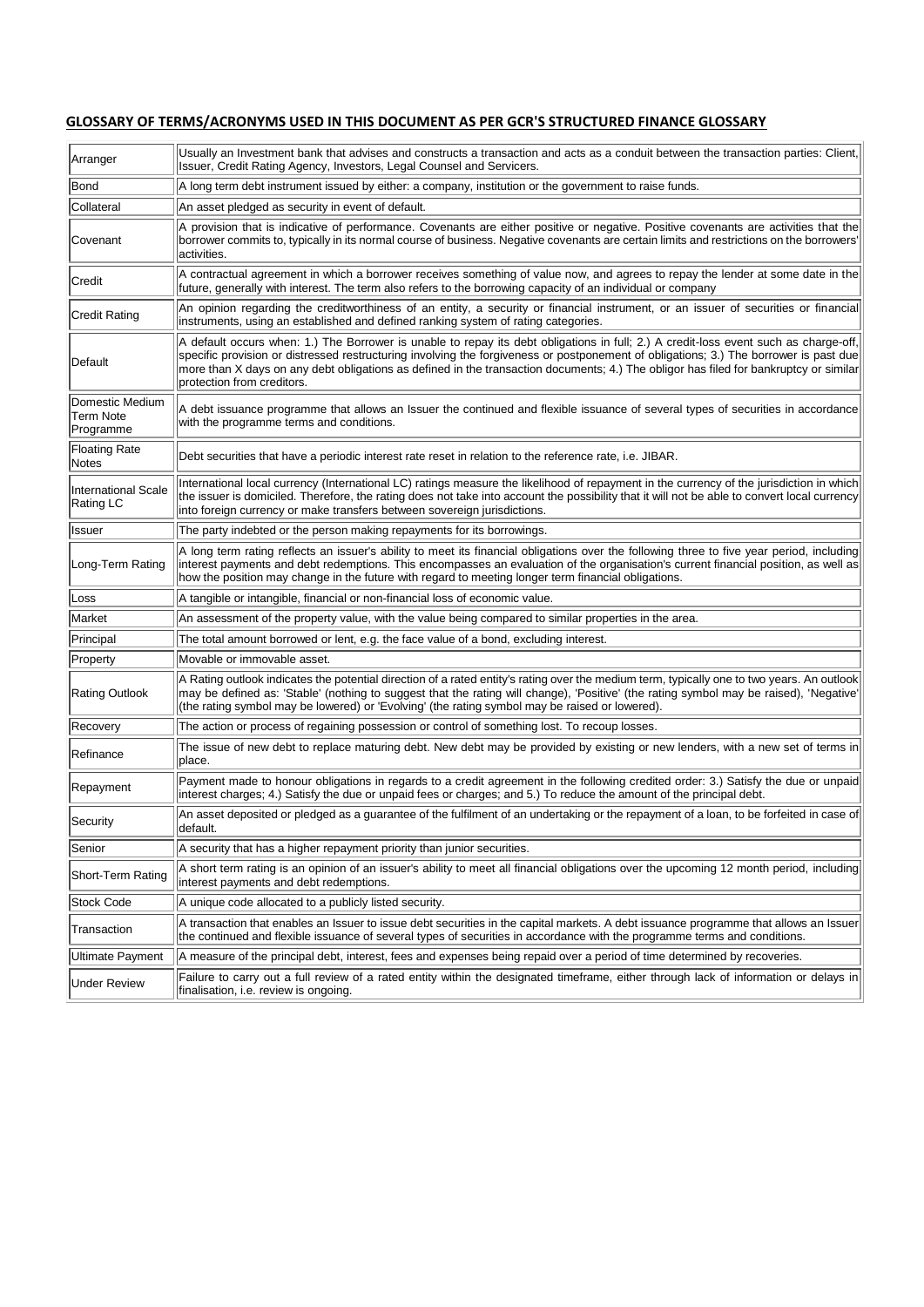## GLOSSARY OF TERMS/ACRONYMS USED IN THIS DOCUMENT AS PER GCR'S STRUCTURED FINANCE GLOSSARY

| | |
|---|---|
| Arranger | Usually an Investment bank that advises and constructs a transaction and acts as a conduit between the transaction parties: Client, Issuer, Credit Rating Agency, Investors, Legal Counsel and Servicers. |
| Bond | A long term debt instrument issued by either: a company, institution or the government to raise funds. |
| Collateral | An asset pledged as security in event of default. |
| Covenant | A provision that is indicative of performance. Covenants are either positive or negative. Positive covenants are activities that the borrower commits to, typically in its normal course of business. Negative covenants are certain limits and restrictions on the borrowers' activities. |
| Credit | A contractual agreement in which a borrower receives something of value now, and agrees to repay the lender at some date in the future, generally with interest. The term also refers to the borrowing capacity of an individual or company |
| Credit Rating | An opinion regarding the creditworthiness of an entity, a security or financial instrument, or an issuer of securities or financial instruments, using an established and defined ranking system of rating categories. |
| Default | A default occurs when: 1.) The Borrower is unable to repay its debt obligations in full; 2.) A credit-loss event such as charge-off, specific provision or distressed restructuring involving the forgiveness or postponement of obligations; 3.) The borrower is past due more than X days on any debt obligations as defined in the transaction documents; 4.) The obligor has filed for bankruptcy or similar protection from creditors. |
| Domestic Medium Term Note Programme | A debt issuance programme that allows an Issuer the continued and flexible issuance of several types of securities in accordance with the programme terms and conditions. |
| Floating Rate Notes | Debt securities that have a periodic interest rate reset in relation to the reference rate, i.e. JIBAR. |
| International Scale Rating LC | International local currency (International LC) ratings measure the likelihood of repayment in the currency of the jurisdiction in which the issuer is domiciled. Therefore, the rating does not take into account the possibility that it will not be able to convert local currency into foreign currency or make transfers between sovereign jurisdictions. |
| Issuer | The party indebted or the person making repayments for its borrowings. |
| Long-Term Rating | A long term rating reflects an issuer's ability to meet its financial obligations over the following three to five year period, including interest payments and debt redemptions. This encompasses an evaluation of the organisation's current financial position, as well as how the position may change in the future with regard to meeting longer term financial obligations. |
| Loss | A tangible or intangible, financial or non-financial loss of economic value. |
| Market | An assessment of the property value, with the value being compared to similar properties in the area. |
| Principal | The total amount borrowed or lent, e.g. the face value of a bond, excluding interest. |
| Property | Movable or immovable asset. |
| Rating Outlook | A Rating outlook indicates the potential direction of a rated entity's rating over the medium term, typically one to two years. An outlook may be defined as: 'Stable' (nothing to suggest that the rating will change), 'Positive' (the rating symbol may be raised), 'Negative' (the rating symbol may be lowered) or 'Evolving' (the rating symbol may be raised or lowered). |
| Recovery | The action or process of regaining possession or control of something lost. To recoup losses. |
| Refinance | The issue of new debt to replace maturing debt. New debt may be provided by existing or new lenders, with a new set of terms in place. |
| Repayment | Payment made to honour obligations in regards to a credit agreement in the following credited order: 3.) Satisfy the due or unpaid interest charges; 4.) Satisfy the due or unpaid fees or charges; and 5.) To reduce the amount of the principal debt. |
| Security | An asset deposited or pledged as a guarantee of the fulfilment of an undertaking or the repayment of a loan, to be forfeited in case of default. |
| Senior | A security that has a higher repayment priority than junior securities. |
| Short-Term Rating | A short term rating is an opinion of an issuer's ability to meet all financial obligations over the upcoming 12 month period, including interest payments and debt redemptions. |
| Stock Code | A unique code allocated to a publicly listed security. |
| Transaction | A transaction that enables an Issuer to issue debt securities in the capital markets. A debt issuance programme that allows an Issuer the continued and flexible issuance of several types of securities in accordance with the programme terms and conditions. |
| Ultimate Payment | A measure of the principal debt, interest, fees and expenses being repaid over a period of time determined by recoveries. |
| Under Review | Failure to carry out a full review of a rated entity within the designated timeframe, either through lack of information or delays in finalisation, i.e. review is ongoing. |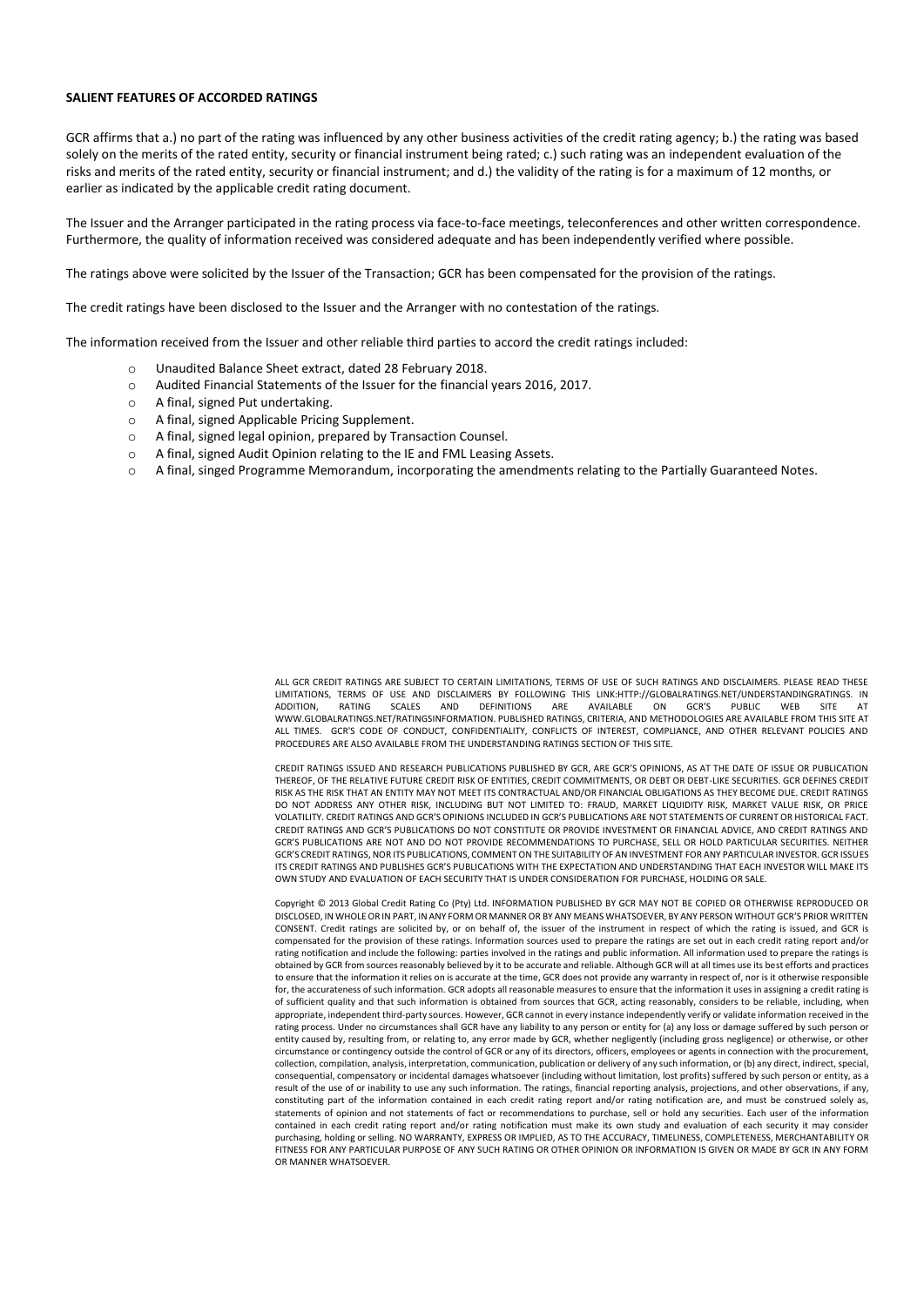**SALIENT FEATURES OF ACCORDED RATINGS**

GCR affirms that a.) no part of the rating was influenced by any other business activities of the credit rating agency; b.) the rating was based solely on the merits of the rated entity, security or financial instrument being rated; c.) such rating was an independent evaluation of the risks and merits of the rated entity, security or financial instrument; and d.) the validity of the rating is for a maximum of 12 months, or earlier as indicated by the applicable credit rating document.

The Issuer and the Arranger participated in the rating process via face-to-face meetings, teleconferences and other written correspondence. Furthermore, the quality of information received was considered adequate and has been independently verified where possible.

The ratings above were solicited by the Issuer of the Transaction; GCR has been compensated for the provision of the ratings.

The credit ratings have been disclosed to the Issuer and the Arranger with no contestation of the ratings.

The information received from the Issuer and other reliable third parties to accord the credit ratings included:

- Unaudited Balance Sheet extract, dated 28 February 2018.
- Audited Financial Statements of the Issuer for the financial years 2016, 2017.
- A final, signed Put undertaking.
- A final, signed Applicable Pricing Supplement.
- A final, signed legal opinion, prepared by Transaction Counsel.
- A final, signed Audit Opinion relating to the IE and FML Leasing Assets.
- A final, singed Programme Memorandum, incorporating the amendments relating to the Partially Guaranteed Notes.

ALL GCR CREDIT RATINGS ARE SUBJECT TO CERTAIN LIMITATIONS, TERMS OF USE OF SUCH RATINGS AND DISCLAIMERS. PLEASE READ THESE LIMITATIONS, TERMS OF USE AND DISCLAIMERS BY FOLLOWING THIS LINK:HTTP://GLOBALRATINGS.NET/UNDERSTANDINGRATINGS. IN ADDITION, RATING SCALES AND DEFINITIONS ARE AVAILABLE ON GCR'S PUBLIC WEB SITE AT WWW.GLOBALRATINGS.NET/RATINGSINFORMATION. PUBLISHED RATINGS, CRITERIA, AND METHODOLOGIES ARE AVAILABLE FROM THIS SITE AT ALL TIMES. GCR'S CODE OF CONDUCT, CONFIDENTIALITY, CONFLICTS OF INTEREST, COMPLIANCE, AND OTHER RELEVANT POLICIES AND PROCEDURES ARE ALSO AVAILABLE FROM THE UNDERSTANDING RATINGS SECTION OF THIS SITE.

CREDIT RATINGS ISSUED AND RESEARCH PUBLICATIONS PUBLISHED BY GCR, ARE GCR'S OPINIONS, AS AT THE DATE OF ISSUE OR PUBLICATION THEREOF, OF THE RELATIVE FUTURE CREDIT RISK OF ENTITIES, CREDIT COMMITMENTS, OR DEBT OR DEBT-LIKE SECURITIES. GCR DEFINES CREDIT RISK AS THE RISK THAT AN ENTITY MAY NOT MEET ITS CONTRACTUAL AND/OR FINANCIAL OBLIGATIONS AS THEY BECOME DUE. CREDIT RATINGS DO NOT ADDRESS ANY OTHER RISK, INCLUDING BUT NOT LIMITED TO: FRAUD, MARKET LIQUIDITY RISK, MARKET VALUE RISK, OR PRICE VOLATILITY. CREDIT RATINGS AND GCR'S OPINIONS INCLUDED IN GCR'S PUBLICATIONS ARE NOT STATEMENTS OF CURRENT OR HISTORICAL FACT. CREDIT RATINGS AND GCR'S PUBLICATIONS DO NOT CONSTITUTE OR PROVIDE INVESTMENT OR FINANCIAL ADVICE, AND CREDIT RATINGS AND GCR'S PUBLICATIONS ARE NOT AND DO NOT PROVIDE RECOMMENDATIONS TO PURCHASE, SELL OR HOLD PARTICULAR SECURITIES. NEITHER GCR'S CREDIT RATINGS, NOR ITS PUBLICATIONS, COMMENT ON THE SUITABILITY OF AN INVESTMENT FOR ANY PARTICULAR INVESTOR. GCR ISSUES ITS CREDIT RATINGS AND PUBLISHES GCR'S PUBLICATIONS WITH THE EXPECTATION AND UNDERSTANDING THAT EACH INVESTOR WILL MAKE ITS OWN STUDY AND EVALUATION OF EACH SECURITY THAT IS UNDER CONSIDERATION FOR PURCHASE, HOLDING OR SALE.

Copyright © 2013 Global Credit Rating Co (Pty) Ltd. INFORMATION PUBLISHED BY GCR MAY NOT BE COPIED OR OTHERWISE REPRODUCED OR DISCLOSED, IN WHOLE OR IN PART, IN ANY FORM OR MANNER OR BY ANY MEANS WHATSOEVER, BY ANY PERSON WITHOUT GCR'S PRIOR WRITTEN CONSENT. Credit ratings are solicited by, or on behalf of, the issuer of the instrument in respect of which the rating is issued, and GCR is compensated for the provision of these ratings. Information sources used to prepare the ratings are set out in each credit rating report and/or rating notification and include the following: parties involved in the ratings and public information. All information used to prepare the ratings is obtained by GCR from sources reasonably believed by it to be accurate and reliable. Although GCR will at all times use its best efforts and practices to ensure that the information it relies on is accurate at the time, GCR does not provide any warranty in respect of, nor is it otherwise responsible for, the accurateness of such information. GCR adopts all reasonable measures to ensure that the information it uses in assigning a credit rating is of sufficient quality and that such information is obtained from sources that GCR, acting reasonably, considers to be reliable, including, when appropriate, independent third-party sources. However, GCR cannot in every instance independently verify or validate information received in the rating process. Under no circumstances shall GCR have any liability to any person or entity for (a) any loss or damage suffered by such person or entity caused by, resulting from, or relating to, any error made by GCR, whether negligently (including gross negligence) or otherwise, or other circumstance or contingency outside the control of GCR or any of its directors, officers, employees or agents in connection with the procurement, collection, compilation, analysis, interpretation, communication, publication or delivery of any such information, or (b) any direct, indirect, special, consequential, compensatory or incidental damages whatsoever (including without limitation, lost profits) suffered by such person or entity, as a result of the use of or inability to use any such information. The ratings, financial reporting analysis, projections, and other observations, if any, constituting part of the information contained in each credit rating report and/or rating notification are, and must be construed solely as, statements of opinion and not statements of fact or recommendations to purchase, sell or hold any securities. Each user of the information contained in each credit rating report and/or rating notification must make its own study and evaluation of each security it may consider purchasing, holding or selling. NO WARRANTY, EXPRESS OR IMPLIED, AS TO THE ACCURACY, TIMELINESS, COMPLETENESS, MERCHANTABILITY OR FITNESS FOR ANY PARTICULAR PURPOSE OF ANY SUCH RATING OR OTHER OPINION OR INFORMATION IS GIVEN OR MADE BY GCR IN ANY FORM OR MANNER WHATSOEVER.